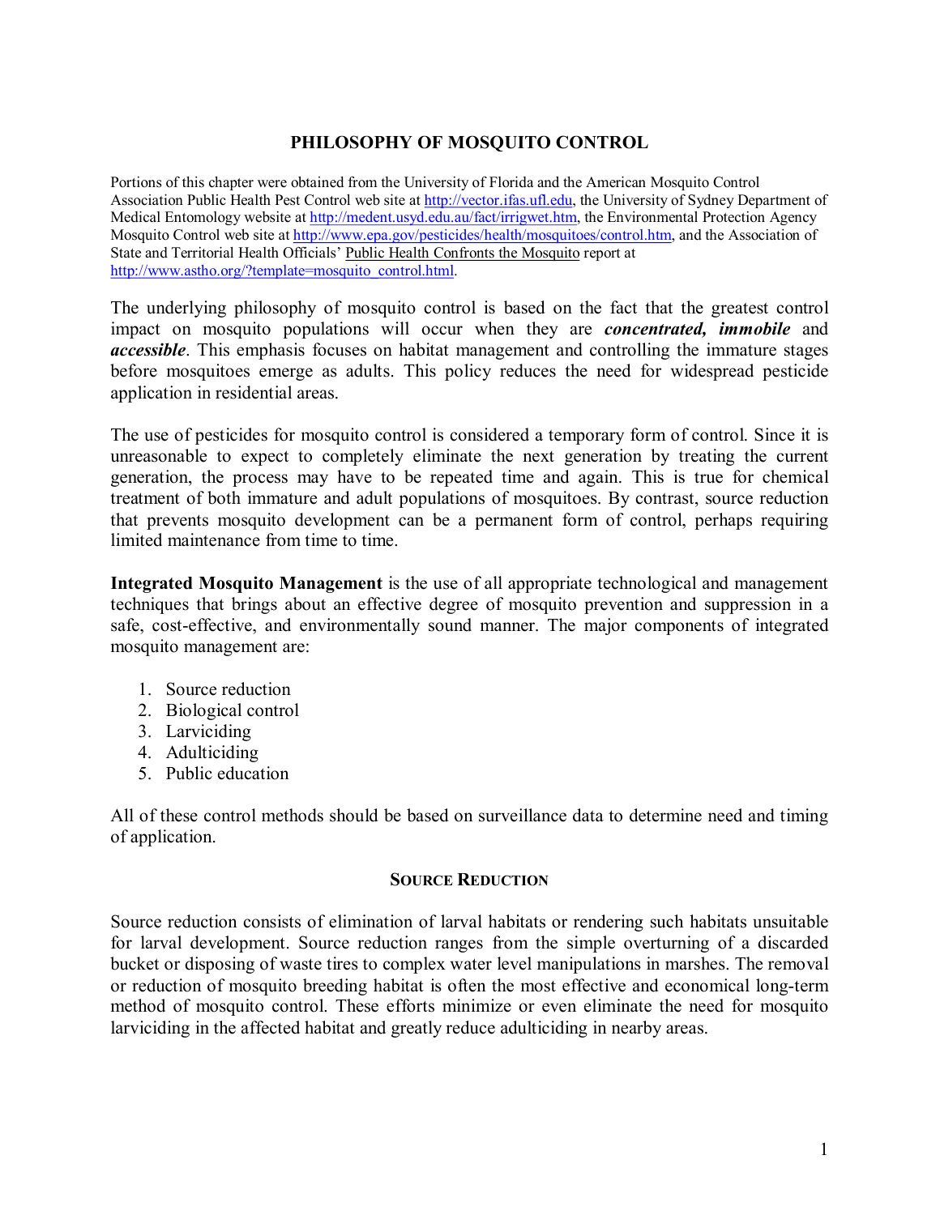# PHILOSOPHY OF MOSQUITO CONTROL

Portions of this chapter were obtained from the University of Florida and the American Mosquito Control Association Public Health Pest Control web site at http://vector.ifas.ufl.edu, the University of Sydney Department of Medical Entomology website at http://medent.usyd.edu.au/fact/irrigwet.htm, the Environmental Protection Agency Mosquito Control web site at http://www.epa.gov/pesticides/health/mosquitoes/control.htm, and the Association of State and Territorial Health Officials' Public Health Confronts the Mosquito report at http://www.astho.org/?template=mosquito_control.html.

The underlying philosophy of mosquito control is based on the fact that the greatest control impact on mosquito populations will occur when they are ***concentrated, immobile*** and ***accessible***. This emphasis focuses on habitat management and controlling the immature stages before mosquitoes emerge as adults. This policy reduces the need for widespread pesticide application in residential areas.

The use of pesticides for mosquito control is considered a temporary form of control. Since it is unreasonable to expect to completely eliminate the next generation by treating the current generation, the process may have to be repeated time and again. This is true for chemical treatment of both immature and adult populations of mosquitoes. By contrast, source reduction that prevents mosquito development can be a permanent form of control, perhaps requiring limited maintenance from time to time.

**Integrated Mosquito Management** is the use of all appropriate technological and management techniques that brings about an effective degree of mosquito prevention and suppression in a safe, cost-effective, and environmentally sound manner. The major components of integrated mosquito management are:

1. Source reduction
2. Biological control
3. Larviciding
4. Adulticiding
5. Public education

All of these control methods should be based on surveillance data to determine need and timing of application.

## SOURCE REDUCTION

Source reduction consists of elimination of larval habitats or rendering such habitats unsuitable for larval development. Source reduction ranges from the simple overturning of a discarded bucket or disposing of waste tires to complex water level manipulations in marshes. The removal or reduction of mosquito breeding habitat is often the most effective and economical long-term method of mosquito control. These efforts minimize or even eliminate the need for mosquito larviciding in the affected habitat and greatly reduce adulticiding in nearby areas.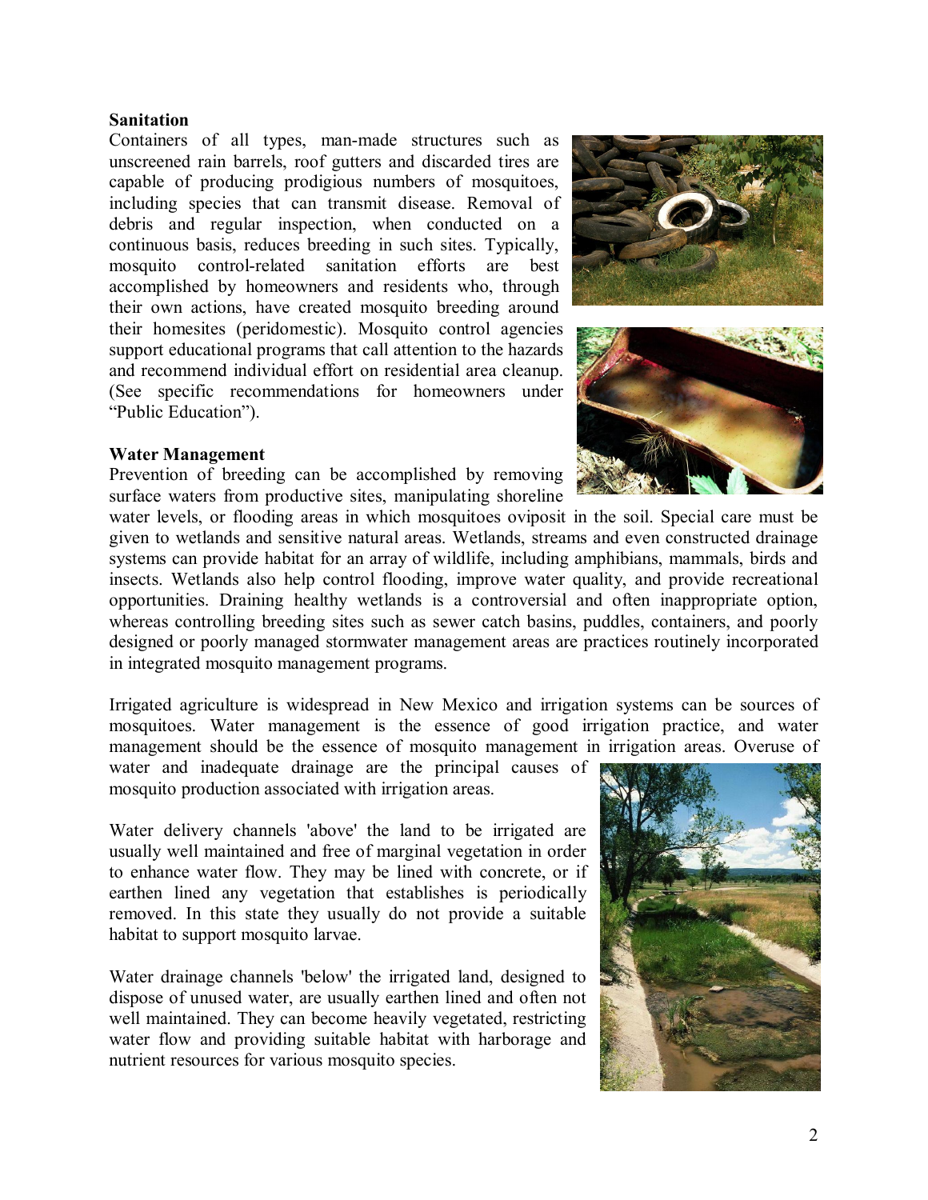**Sanitation**

Containers of all types, man-made structures such as unscreened rain barrels, roof gutters and discarded tires are capable of producing prodigious numbers of mosquitoes, including species that can transmit disease. Removal of debris and regular inspection, when conducted on a continuous basis, reduces breeding in such sites. Typically, mosquito control-related sanitation efforts are best accomplished by homeowners and residents who, through their own actions, have created mosquito breeding around their homesites (peridomestic). Mosquito control agencies support educational programs that call attention to the hazards and recommend individual effort on residential area cleanup. (See specific recommendations for homeowners under "Public Education").

**Water Management**

Prevention of breeding can be accomplished by removing surface waters from productive sites, manipulating shoreline water levels, or flooding areas in which mosquitoes oviposit in the soil. Special care must be given to wetlands and sensitive natural areas. Wetlands, streams and even constructed drainage systems can provide habitat for an array of wildlife, including amphibians, mammals, birds and insects. Wetlands also help control flooding, improve water quality, and provide recreational opportunities. Draining healthy wetlands is a controversial and often inappropriate option, whereas controlling breeding sites such as sewer catch basins, puddles, containers, and poorly designed or poorly managed stormwater management areas are practices routinely incorporated in integrated mosquito management programs.

Irrigated agriculture is widespread in New Mexico and irrigation systems can be sources of mosquitoes. Water management is the essence of good irrigation practice, and water management should be the essence of mosquito management in irrigation areas. Overuse of water and inadequate drainage are the principal causes of mosquito production associated with irrigation areas.

Water delivery channels 'above' the land to be irrigated are usually well maintained and free of marginal vegetation in order to enhance water flow. They may be lined with concrete, or if earthen lined any vegetation that establishes is periodically removed. In this state they usually do not provide a suitable habitat to support mosquito larvae.

Water drainage channels 'below' the irrigated land, designed to dispose of unused water, are usually earthen lined and often not well maintained. They can become heavily vegetated, restricting water flow and providing suitable habitat with harborage and nutrient resources for various mosquito species.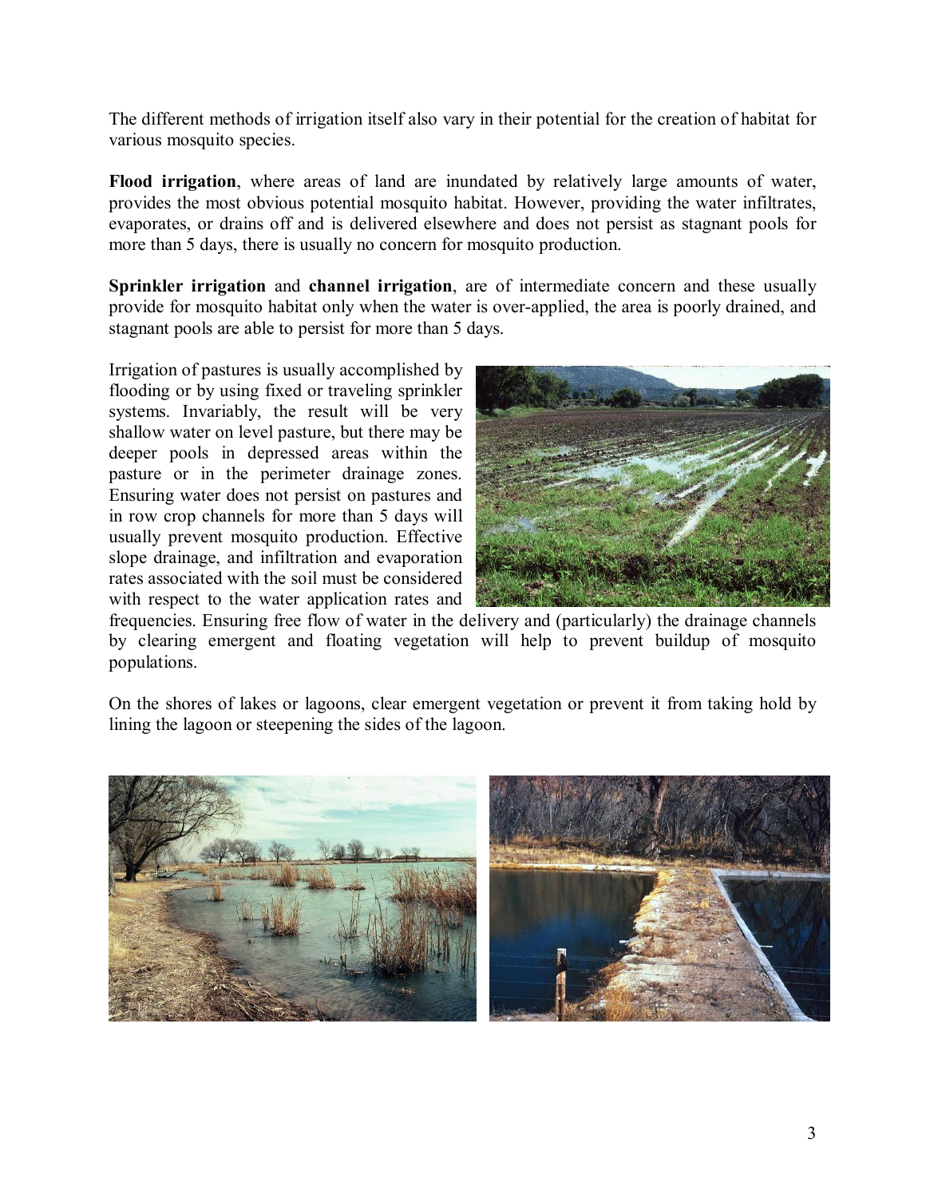The different methods of irrigation itself also vary in their potential for the creation of habitat for various mosquito species.

**Flood irrigation**, where areas of land are inundated by relatively large amounts of water, provides the most obvious potential mosquito habitat. However, providing the water infiltrates, evaporates, or drains off and is delivered elsewhere and does not persist as stagnant pools for more than 5 days, there is usually no concern for mosquito production.

**Sprinkler irrigation** and **channel irrigation**, are of intermediate concern and these usually provide for mosquito habitat only when the water is over-applied, the area is poorly drained, and stagnant pools are able to persist for more than 5 days.

Irrigation of pastures is usually accomplished by flooding or by using fixed or traveling sprinkler systems. Invariably, the result will be very shallow water on level pasture, but there may be deeper pools in depressed areas within the pasture or in the perimeter drainage zones. Ensuring water does not persist on pastures and in row crop channels for more than 5 days will usually prevent mosquito production. Effective slope drainage, and infiltration and evaporation rates associated with the soil must be considered with respect to the water application rates and frequencies. Ensuring free flow of water in the delivery and (particularly) the drainage channels by clearing emergent and floating vegetation will help to prevent buildup of mosquito populations.

On the shores of lakes or lagoons, clear emergent vegetation or prevent it from taking hold by lining the lagoon or steepening the sides of the lagoon.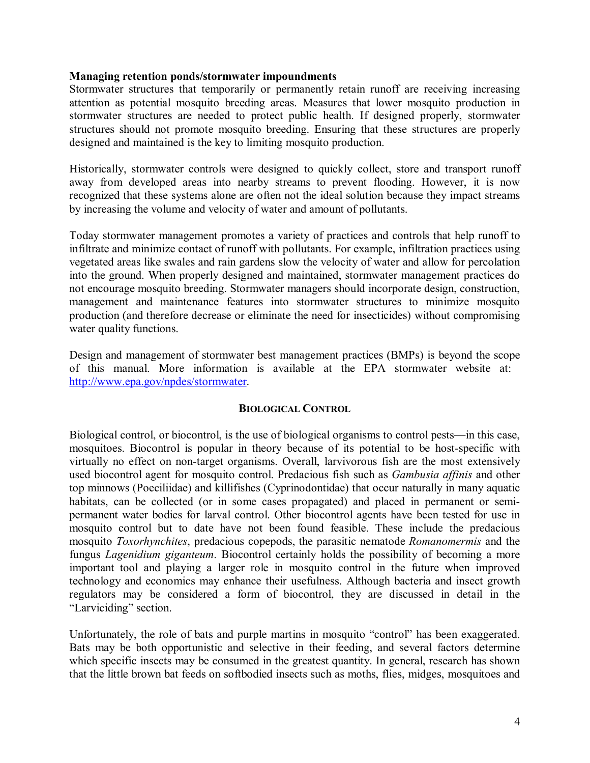**Managing retention ponds/stormwater impoundments**

Stormwater structures that temporarily or permanently retain runoff are receiving increasing attention as potential mosquito breeding areas. Measures that lower mosquito production in stormwater structures are needed to protect public health. If designed properly, stormwater structures should not promote mosquito breeding. Ensuring that these structures are properly designed and maintained is the key to limiting mosquito production.

Historically, stormwater controls were designed to quickly collect, store and transport runoff away from developed areas into nearby streams to prevent flooding. However, it is now recognized that these systems alone are often not the ideal solution because they impact streams by increasing the volume and velocity of water and amount of pollutants.

Today stormwater management promotes a variety of practices and controls that help runoff to infiltrate and minimize contact of runoff with pollutants. For example, infiltration practices using vegetated areas like swales and rain gardens slow the velocity of water and allow for percolation into the ground. When properly designed and maintained, stormwater management practices do not encourage mosquito breeding. Stormwater managers should incorporate design, construction, management and maintenance features into stormwater structures to minimize mosquito production (and therefore decrease or eliminate the need for insecticides) without compromising water quality functions.

Design and management of stormwater best management practices (BMPs) is beyond the scope of this manual. More information is available at the EPA stormwater website at: [http://www.epa.gov/npdes/stormwater](http://www.epa.gov/npdes/stormwater).

## BIOLOGICAL CONTROL

Biological control, or biocontrol, is the use of biological organisms to control pests—in this case, mosquitoes. Biocontrol is popular in theory because of its potential to be host-specific with virtually no effect on non-target organisms. Overall, larvivorous fish are the most extensively used biocontrol agent for mosquito control. Predacious fish such as *Gambusia affinis* and other top minnows (Poeciliidae) and killifishes (Cyprinodontidae) that occur naturally in many aquatic habitats, can be collected (or in some cases propagated) and placed in permanent or semi-permanent water bodies for larval control. Other biocontrol agents have been tested for use in mosquito control but to date have not been found feasible. These include the predacious mosquito *Toxorhynchites*, predacious copepods, the parasitic nematode *Romanomermis* and the fungus *Lagenidium giganteum*. Biocontrol certainly holds the possibility of becoming a more important tool and playing a larger role in mosquito control in the future when improved technology and economics may enhance their usefulness. Although bacteria and insect growth regulators may be considered a form of biocontrol, they are discussed in detail in the "Larviciding" section.

Unfortunately, the role of bats and purple martins in mosquito "control" has been exaggerated. Bats may be both opportunistic and selective in their feeding, and several factors determine which specific insects may be consumed in the greatest quantity. In general, research has shown that the little brown bat feeds on softbodied insects such as moths, flies, midges, mosquitoes and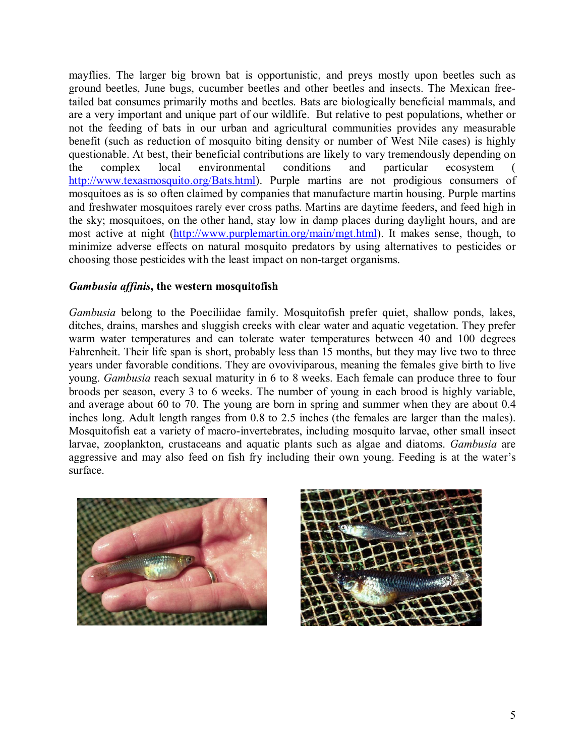mayflies. The larger big brown bat is opportunistic, and preys mostly upon beetles such as ground beetles, June bugs, cucumber beetles and other beetles and insects. The Mexican free-tailed bat consumes primarily moths and beetles. Bats are biologically beneficial mammals, and are a very important and unique part of our wildlife. But relative to pest populations, whether or not the feeding of bats in our urban and agricultural communities provides any measurable benefit (such as reduction of mosquito biting density or number of West Nile cases) is highly questionable. At best, their beneficial contributions are likely to vary tremendously depending on the complex local environmental conditions and particular ecosystem ( [http://www.texasmosquito.org/Bats.html](http://www.texasmosquito.org/Bats.html)). Purple martins are not prodigious consumers of mosquitoes as is so often claimed by companies that manufacture martin housing. Purple martins and freshwater mosquitoes rarely ever cross paths. Martins are daytime feeders, and feed high in the sky; mosquitoes, on the other hand, stay low in damp places during daylight hours, and are most active at night ([http://www.purplemartin.org/main/mgt.html](http://www.purplemartin.org/main/mgt.html)). It makes sense, though, to minimize adverse effects on natural mosquito predators by using alternatives to pesticides or choosing those pesticides with the least impact on non-target organisms.

### ***Gambusia affinis*, the western mosquitofish**

*Gambusia* belong to the Poeciliidae family. Mosquitofish prefer quiet, shallow ponds, lakes, ditches, drains, marshes and sluggish creeks with clear water and aquatic vegetation. They prefer warm water temperatures and can tolerate water temperatures between 40 and 100 degrees Fahrenheit. Their life span is short, probably less than 15 months, but they may live two to three years under favorable conditions. They are ovoviviparous, meaning the females give birth to live young. *Gambusia* reach sexual maturity in 6 to 8 weeks. Each female can produce three to four broods per season, every 3 to 6 weeks. The number of young in each brood is highly variable, and average about 60 to 70. The young are born in spring and summer when they are about 0.4 inches long. Adult length ranges from 0.8 to 2.5 inches (the females are larger than the males). Mosquitofish eat a variety of macro-invertebrates, including mosquito larvae, other small insect larvae, zooplankton, crustaceans and aquatic plants such as algae and diatoms. *Gambusia* are aggressive and may also feed on fish fry including their own young. Feeding is at the water's surface.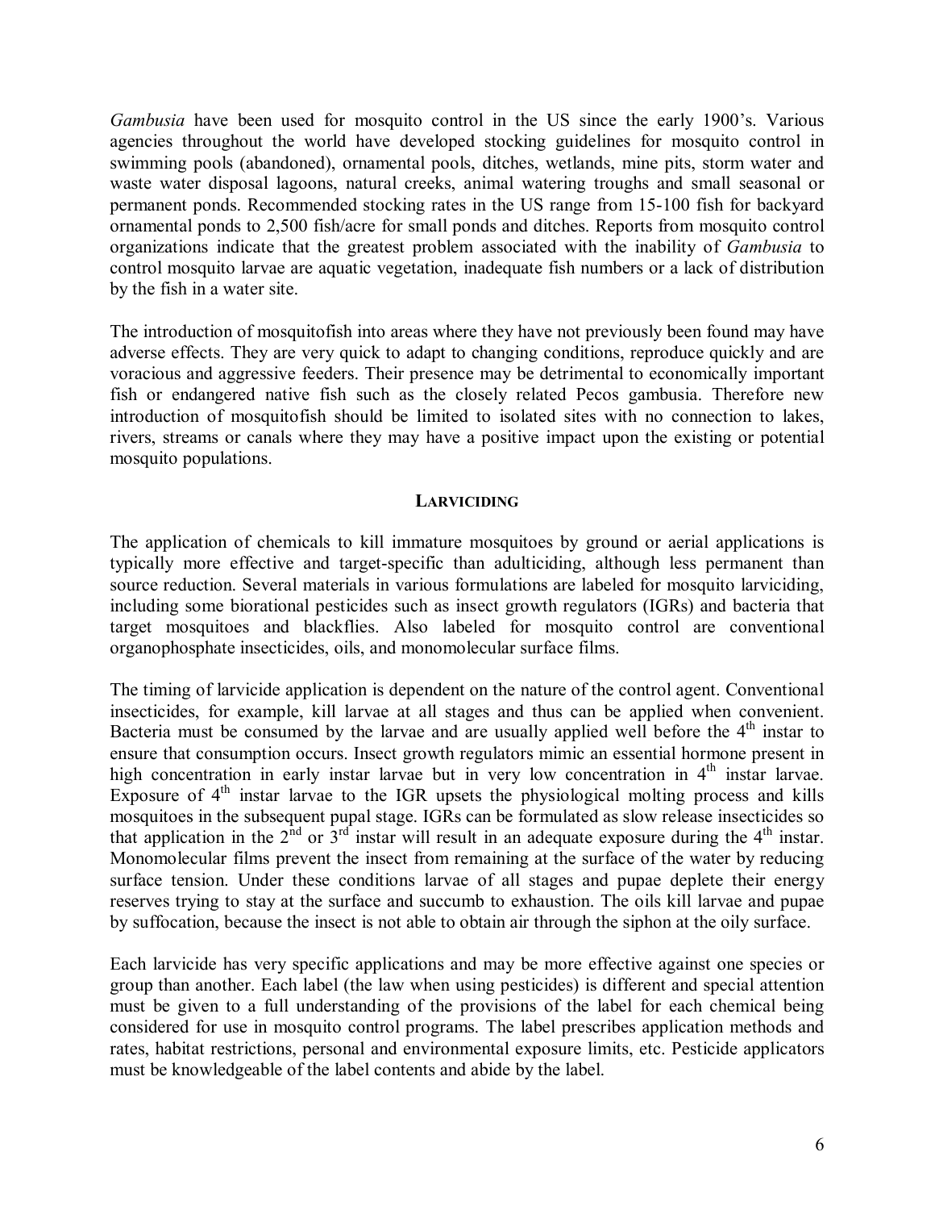*Gambusia* have been used for mosquito control in the US since the early 1900's. Various agencies throughout the world have developed stocking guidelines for mosquito control in swimming pools (abandoned), ornamental pools, ditches, wetlands, mine pits, storm water and waste water disposal lagoons, natural creeks, animal watering troughs and small seasonal or permanent ponds. Recommended stocking rates in the US range from 15-100 fish for backyard ornamental ponds to 2,500 fish/acre for small ponds and ditches. Reports from mosquito control organizations indicate that the greatest problem associated with the inability of *Gambusia* to control mosquito larvae are aquatic vegetation, inadequate fish numbers or a lack of distribution by the fish in a water site.

The introduction of mosquitofish into areas where they have not previously been found may have adverse effects. They are very quick to adapt to changing conditions, reproduce quickly and are voracious and aggressive feeders. Their presence may be detrimental to economically important fish or endangered native fish such as the closely related Pecos gambusia. Therefore new introduction of mosquitofish should be limited to isolated sites with no connection to lakes, rivers, streams or canals where they may have a positive impact upon the existing or potential mosquito populations.

## LARVICIDING

The application of chemicals to kill immature mosquitoes by ground or aerial applications is typically more effective and target-specific than adulticiding, although less permanent than source reduction. Several materials in various formulations are labeled for mosquito larviciding, including some biorational pesticides such as insect growth regulators (IGRs) and bacteria that target mosquitoes and blackflies. Also labeled for mosquito control are conventional organophosphate insecticides, oils, and monomolecular surface films.

The timing of larvicide application is dependent on the nature of the control agent. Conventional insecticides, for example, kill larvae at all stages and thus can be applied when convenient. Bacteria must be consumed by the larvae and are usually applied well before the 4th instar to ensure that consumption occurs. Insect growth regulators mimic an essential hormone present in high concentration in early instar larvae but in very low concentration in 4th instar larvae. Exposure of 4th instar larvae to the IGR upsets the physiological molting process and kills mosquitoes in the subsequent pupal stage. IGRs can be formulated as slow release insecticides so that application in the 2nd or 3rd instar will result in an adequate exposure during the 4th instar. Monomolecular films prevent the insect from remaining at the surface of the water by reducing surface tension. Under these conditions larvae of all stages and pupae deplete their energy reserves trying to stay at the surface and succumb to exhaustion. The oils kill larvae and pupae by suffocation, because the insect is not able to obtain air through the siphon at the oily surface.

Each larvicide has very specific applications and may be more effective against one species or group than another. Each label (the law when using pesticides) is different and special attention must be given to a full understanding of the provisions of the label for each chemical being considered for use in mosquito control programs. The label prescribes application methods and rates, habitat restrictions, personal and environmental exposure limits, etc. Pesticide applicators must be knowledgeable of the label contents and abide by the label.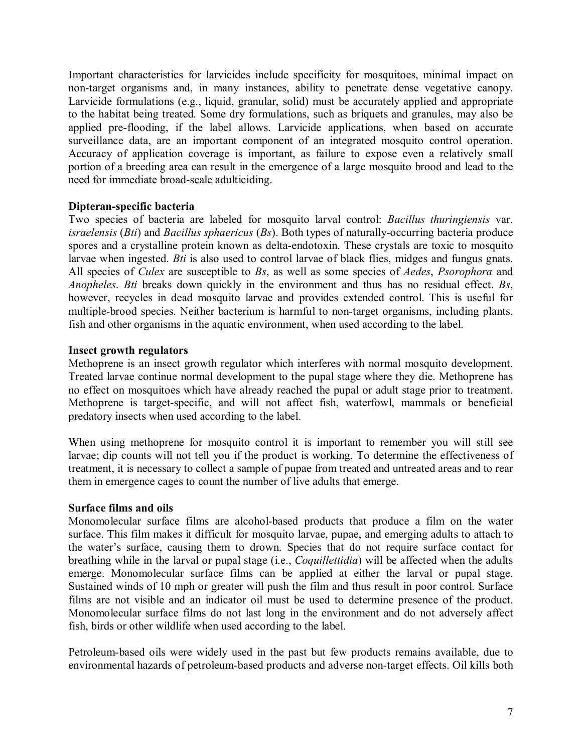Important characteristics for larvicides include specificity for mosquitoes, minimal impact on non-target organisms and, in many instances, ability to penetrate dense vegetative canopy. Larvicide formulations (e.g., liquid, granular, solid) must be accurately applied and appropriate to the habitat being treated. Some dry formulations, such as briquets and granules, may also be applied pre-flooding, if the label allows. Larvicide applications, when based on accurate surveillance data, are an important component of an integrated mosquito control operation. Accuracy of application coverage is important, as failure to expose even a relatively small portion of a breeding area can result in the emergence of a large mosquito brood and lead to the need for immediate broad-scale adulticiding.

**Dipteran-specific bacteria**

Two species of bacteria are labeled for mosquito larval control: *Bacillus thuringiensis* var. *israelensis* (*Bti*) and *Bacillus sphaericus* (*Bs*). Both types of naturally-occurring bacteria produce spores and a crystalline protein known as delta-endotoxin. These crystals are toxic to mosquito larvae when ingested. *Bti* is also used to control larvae of black flies, midges and fungus gnats. All species of *Culex* are susceptible to *Bs*, as well as some species of *Aedes*, *Psorophora* and *Anopheles*. *Bti* breaks down quickly in the environment and thus has no residual effect. *Bs*, however, recycles in dead mosquito larvae and provides extended control. This is useful for multiple-brood species. Neither bacterium is harmful to non-target organisms, including plants, fish and other organisms in the aquatic environment, when used according to the label.

**Insect growth regulators**

Methoprene is an insect growth regulator which interferes with normal mosquito development. Treated larvae continue normal development to the pupal stage where they die. Methoprene has no effect on mosquitoes which have already reached the pupal or adult stage prior to treatment. Methoprene is target-specific, and will not affect fish, waterfowl, mammals or beneficial predatory insects when used according to the label.

When using methoprene for mosquito control it is important to remember you will still see larvae; dip counts will not tell you if the product is working. To determine the effectiveness of treatment, it is necessary to collect a sample of pupae from treated and untreated areas and to rear them in emergence cages to count the number of live adults that emerge.

**Surface films and oils**

Monomolecular surface films are alcohol-based products that produce a film on the water surface. This film makes it difficult for mosquito larvae, pupae, and emerging adults to attach to the water's surface, causing them to drown. Species that do not require surface contact for breathing while in the larval or pupal stage (i.e., *Coquillettidia*) will be affected when the adults emerge. Monomolecular surface films can be applied at either the larval or pupal stage. Sustained winds of 10 mph or greater will push the film and thus result in poor control. Surface films are not visible and an indicator oil must be used to determine presence of the product. Monomolecular surface films do not last long in the environment and do not adversely affect fish, birds or other wildlife when used according to the label.

Petroleum-based oils were widely used in the past but few products remains available, due to environmental hazards of petroleum-based products and adverse non-target effects. Oil kills both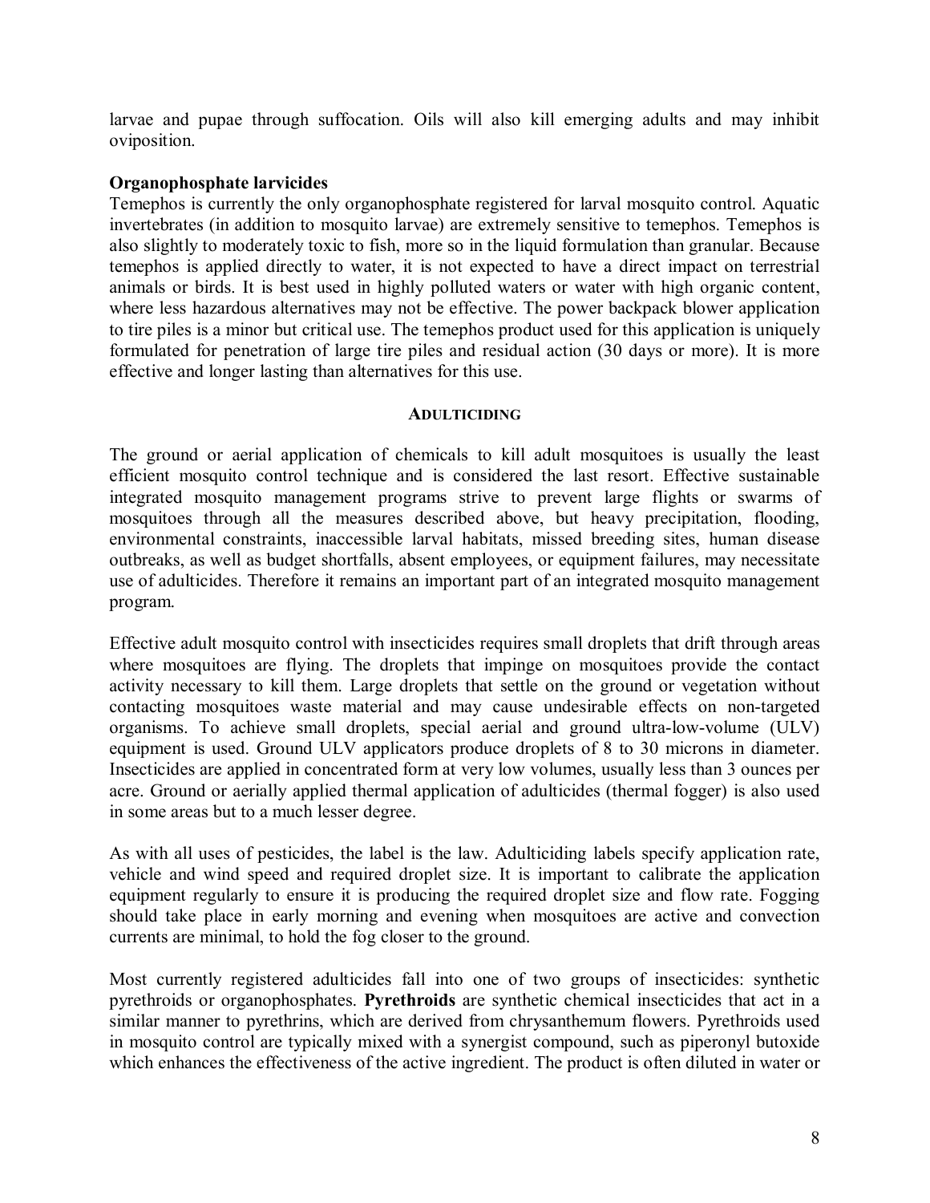larvae and pupae through suffocation. Oils will also kill emerging adults and may inhibit oviposition.

### Organophosphate larvicides

Temephos is currently the only organophosphate registered for larval mosquito control. Aquatic invertebrates (in addition to mosquito larvae) are extremely sensitive to temephos. Temephos is also slightly to moderately toxic to fish, more so in the liquid formulation than granular. Because temephos is applied directly to water, it is not expected to have a direct impact on terrestrial animals or birds. It is best used in highly polluted waters or water with high organic content, where less hazardous alternatives may not be effective. The power backpack blower application to tire piles is a minor but critical use. The temephos product used for this application is uniquely formulated for penetration of large tire piles and residual action (30 days or more). It is more effective and longer lasting than alternatives for this use.

## ADULTICIDING

The ground or aerial application of chemicals to kill adult mosquitoes is usually the least efficient mosquito control technique and is considered the last resort. Effective sustainable integrated mosquito management programs strive to prevent large flights or swarms of mosquitoes through all the measures described above, but heavy precipitation, flooding, environmental constraints, inaccessible larval habitats, missed breeding sites, human disease outbreaks, as well as budget shortfalls, absent employees, or equipment failures, may necessitate use of adulticides. Therefore it remains an important part of an integrated mosquito management program.

Effective adult mosquito control with insecticides requires small droplets that drift through areas where mosquitoes are flying. The droplets that impinge on mosquitoes provide the contact activity necessary to kill them. Large droplets that settle on the ground or vegetation without contacting mosquitoes waste material and may cause undesirable effects on non-targeted organisms. To achieve small droplets, special aerial and ground ultra-low-volume (ULV) equipment is used. Ground ULV applicators produce droplets of 8 to 30 microns in diameter. Insecticides are applied in concentrated form at very low volumes, usually less than 3 ounces per acre. Ground or aerially applied thermal application of adulticides (thermal fogger) is also used in some areas but to a much lesser degree.

As with all uses of pesticides, the label is the law. Adulticiding labels specify application rate, vehicle and wind speed and required droplet size. It is important to calibrate the application equipment regularly to ensure it is producing the required droplet size and flow rate. Fogging should take place in early morning and evening when mosquitoes are active and convection currents are minimal, to hold the fog closer to the ground.

Most currently registered adulticides fall into one of two groups of insecticides: synthetic pyrethroids or organophosphates. **Pyrethroids** are synthetic chemical insecticides that act in a similar manner to pyrethrins, which are derived from chrysanthemum flowers. Pyrethroids used in mosquito control are typically mixed with a synergist compound, such as piperonyl butoxide which enhances the effectiveness of the active ingredient. The product is often diluted in water or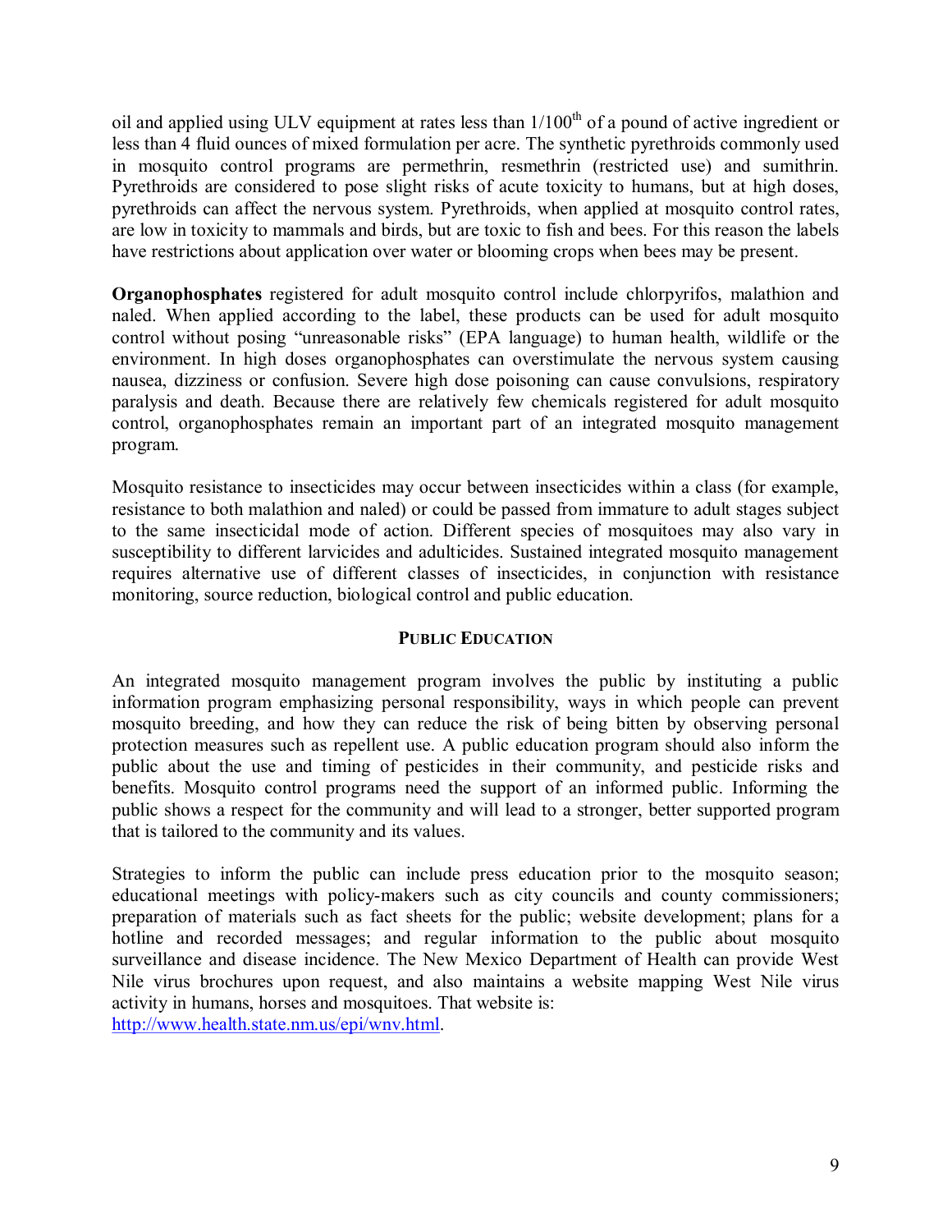oil and applied using ULV equipment at rates less than $1/100^{th}$ of a pound of active ingredient or less than 4 fluid ounces of mixed formulation per acre. The synthetic pyrethroids commonly used in mosquito control programs are permethrin, resmethrin (restricted use) and sumithrin. Pyrethroids are considered to pose slight risks of acute toxicity to humans, but at high doses, pyrethroids can affect the nervous system. Pyrethroids, when applied at mosquito control rates, are low in toxicity to mammals and birds, but are toxic to fish and bees. For this reason the labels have restrictions about application over water or blooming crops when bees may be present.

**Organophosphates** registered for adult mosquito control include chlorpyrifos, malathion and naled. When applied according to the label, these products can be used for adult mosquito control without posing "unreasonable risks" (EPA language) to human health, wildlife or the environment. In high doses organophosphates can overstimulate the nervous system causing nausea, dizziness or confusion. Severe high dose poisoning can cause convulsions, respiratory paralysis and death. Because there are relatively few chemicals registered for adult mosquito control, organophosphates remain an important part of an integrated mosquito management program.

Mosquito resistance to insecticides may occur between insecticides within a class (for example, resistance to both malathion and naled) or could be passed from immature to adult stages subject to the same insecticidal mode of action. Different species of mosquitoes may also vary in susceptibility to different larvicides and adulticides. Sustained integrated mosquito management requires alternative use of different classes of insecticides, in conjunction with resistance monitoring, source reduction, biological control and public education.

## PUBLIC EDUCATION

An integrated mosquito management program involves the public by instituting a public information program emphasizing personal responsibility, ways in which people can prevent mosquito breeding, and how they can reduce the risk of being bitten by observing personal protection measures such as repellent use. A public education program should also inform the public about the use and timing of pesticides in their community, and pesticide risks and benefits. Mosquito control programs need the support of an informed public. Informing the public shows a respect for the community and will lead to a stronger, better supported program that is tailored to the community and its values.

Strategies to inform the public can include press education prior to the mosquito season; educational meetings with policy-makers such as city councils and county commissioners; preparation of materials such as fact sheets for the public; website development; plans for a hotline and recorded messages; and regular information to the public about mosquito surveillance and disease incidence. The New Mexico Department of Health can provide West Nile virus brochures upon request, and also maintains a website mapping West Nile virus activity in humans, horses and mosquitoes. That website is: [http://www.health.state.nm.us/epi/wnv.html](http://www.health.state.nm.us/epi/wnv.html).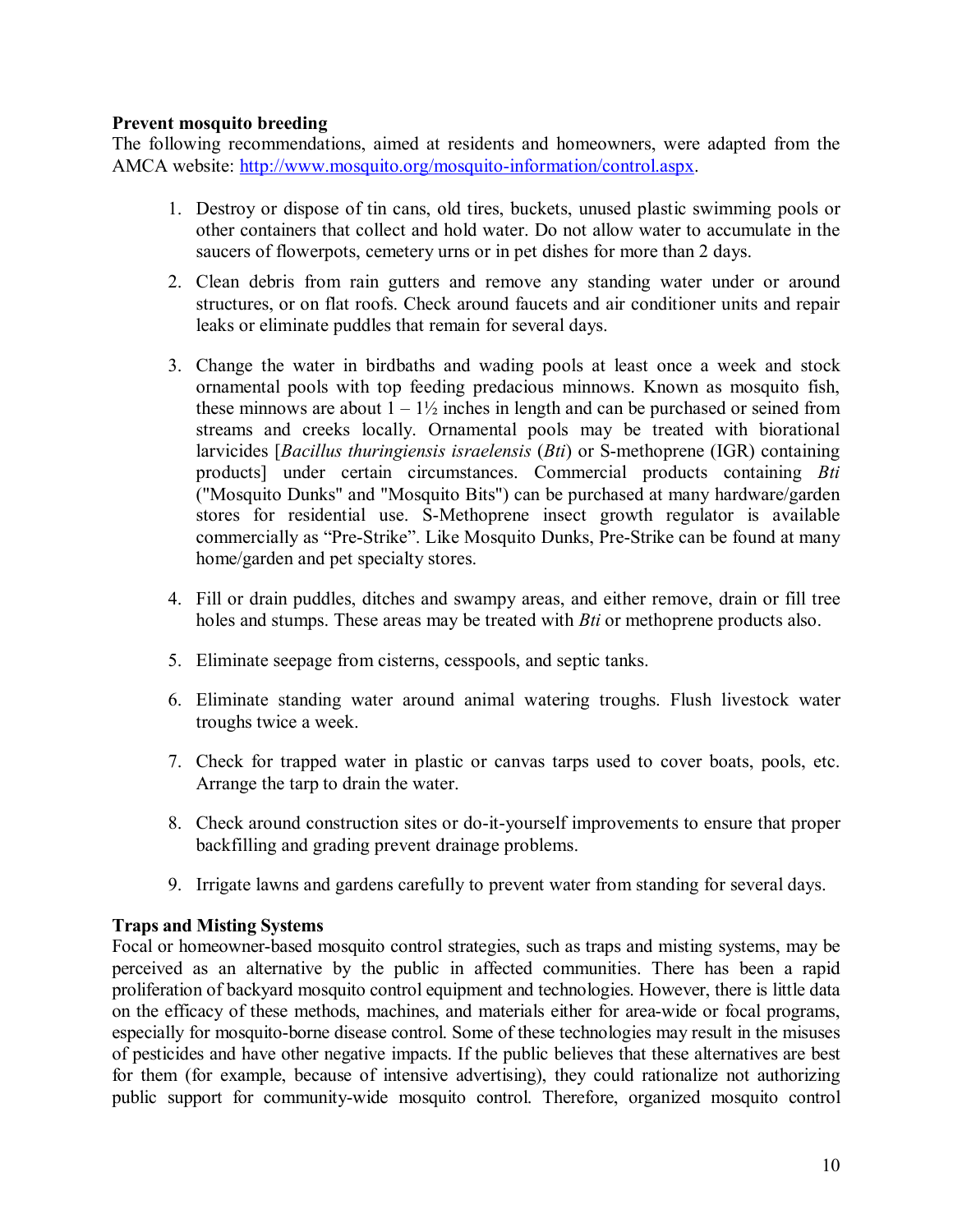**Prevent mosquito breeding**

The following recommendations, aimed at residents and homeowners, were adapted from the AMCA website: http://www.mosquito.org/mosquito-information/control.aspx.

1. Destroy or dispose of tin cans, old tires, buckets, unused plastic swimming pools or other containers that collect and hold water. Do not allow water to accumulate in the saucers of flowerpots, cemetery urns or in pet dishes for more than 2 days.
2. Clean debris from rain gutters and remove any standing water under or around structures, or on flat roofs. Check around faucets and air conditioner units and repair leaks or eliminate puddles that remain for several days.
3. Change the water in birdbaths and wading pools at least once a week and stock ornamental pools with top feeding predacious minnows. Known as mosquito fish, these minnows are about 1 – 1½ inches in length and can be purchased or seined from streams and creeks locally. Ornamental pools may be treated with biorational larvicides [*Bacillus thuringiensis israelensis* (*Bti*) or S-methoprene (IGR) containing products] under certain circumstances. Commercial products containing *Bti* ("Mosquito Dunks" and "Mosquito Bits") can be purchased at many hardware/garden stores for residential use. S-Methoprene insect growth regulator is available commercially as "Pre-Strike". Like Mosquito Dunks, Pre-Strike can be found at many home/garden and pet specialty stores.
4. Fill or drain puddles, ditches and swampy areas, and either remove, drain or fill tree holes and stumps. These areas may be treated with *Bti* or methoprene products also.
5. Eliminate seepage from cisterns, cesspools, and septic tanks.
6. Eliminate standing water around animal watering troughs. Flush livestock water troughs twice a week.
7. Check for trapped water in plastic or canvas tarps used to cover boats, pools, etc. Arrange the tarp to drain the water.
8. Check around construction sites or do-it-yourself improvements to ensure that proper backfilling and grading prevent drainage problems.
9. Irrigate lawns and gardens carefully to prevent water from standing for several days.

**Traps and Misting Systems**

Focal or homeowner-based mosquito control strategies, such as traps and misting systems, may be perceived as an alternative by the public in affected communities. There has been a rapid proliferation of backyard mosquito control equipment and technologies. However, there is little data on the efficacy of these methods, machines, and materials either for area-wide or focal programs, especially for mosquito-borne disease control. Some of these technologies may result in the misuses of pesticides and have other negative impacts. If the public believes that these alternatives are best for them (for example, because of intensive advertising), they could rationalize not authorizing public support for community-wide mosquito control. Therefore, organized mosquito control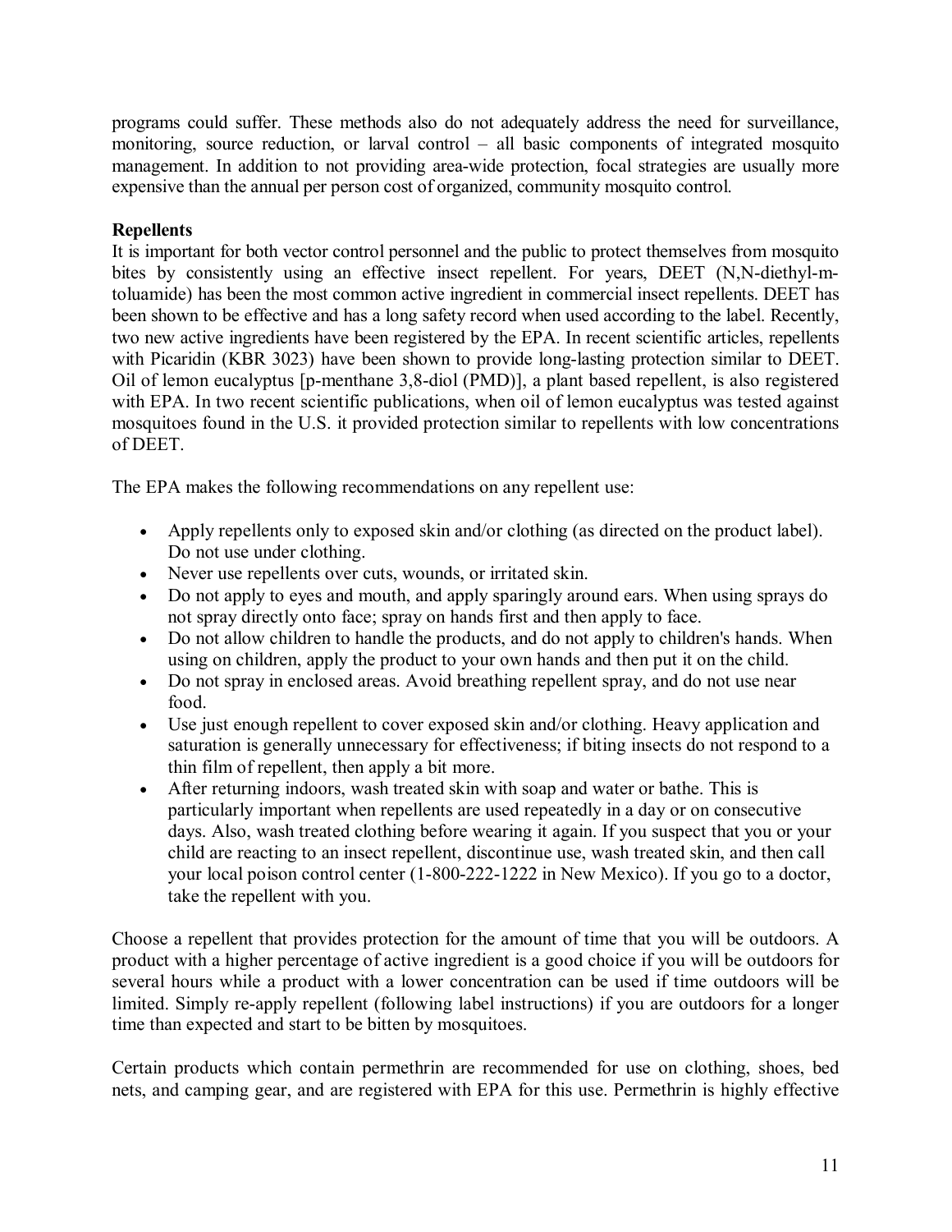programs could suffer. These methods also do not adequately address the need for surveillance, monitoring, source reduction, or larval control – all basic components of integrated mosquito management. In addition to not providing area-wide protection, focal strategies are usually more expensive than the annual per person cost of organized, community mosquito control.

**Repellents**

It is important for both vector control personnel and the public to protect themselves from mosquito bites by consistently using an effective insect repellent. For years, DEET (N,N-diethyl-m-toluamide) has been the most common active ingredient in commercial insect repellents. DEET has been shown to be effective and has a long safety record when used according to the label. Recently, two new active ingredients have been registered by the EPA. In recent scientific articles, repellents with Picaridin (KBR 3023) have been shown to provide long-lasting protection similar to DEET. Oil of lemon eucalyptus [p-menthane 3,8-diol (PMD)], a plant based repellent, is also registered with EPA. In two recent scientific publications, when oil of lemon eucalyptus was tested against mosquitoes found in the U.S. it provided protection similar to repellents with low concentrations of DEET.

The EPA makes the following recommendations on any repellent use:

- Apply repellents only to exposed skin and/or clothing (as directed on the product label). Do not use under clothing.
- Never use repellents over cuts, wounds, or irritated skin.
- Do not apply to eyes and mouth, and apply sparingly around ears. When using sprays do not spray directly onto face; spray on hands first and then apply to face.
- Do not allow children to handle the products, and do not apply to children's hands. When using on children, apply the product to your own hands and then put it on the child.
- Do not spray in enclosed areas. Avoid breathing repellent spray, and do not use near food.
- Use just enough repellent to cover exposed skin and/or clothing. Heavy application and saturation is generally unnecessary for effectiveness; if biting insects do not respond to a thin film of repellent, then apply a bit more.
- After returning indoors, wash treated skin with soap and water or bathe. This is particularly important when repellents are used repeatedly in a day or on consecutive days. Also, wash treated clothing before wearing it again. If you suspect that you or your child are reacting to an insect repellent, discontinue use, wash treated skin, and then call your local poison control center (1-800-222-1222 in New Mexico). If you go to a doctor, take the repellent with you.

Choose a repellent that provides protection for the amount of time that you will be outdoors. A product with a higher percentage of active ingredient is a good choice if you will be outdoors for several hours while a product with a lower concentration can be used if time outdoors will be limited. Simply re-apply repellent (following label instructions) if you are outdoors for a longer time than expected and start to be bitten by mosquitoes.

Certain products which contain permethrin are recommended for use on clothing, shoes, bed nets, and camping gear, and are registered with EPA for this use. Permethrin is highly effective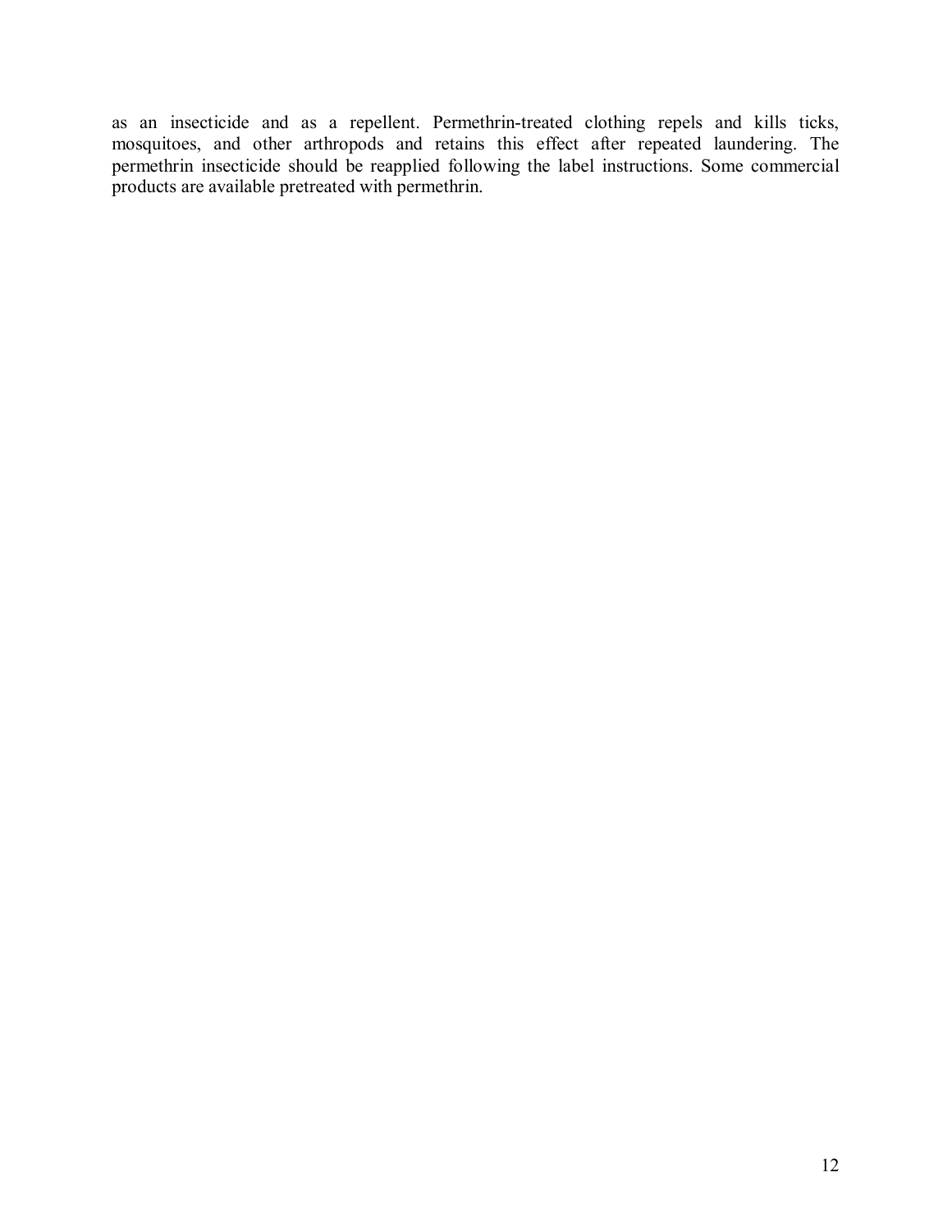as an insecticide and as a repellent. Permethrin-treated clothing repels and kills ticks, mosquitoes, and other arthropods and retains this effect after repeated laundering. The permethrin insecticide should be reapplied following the label instructions. Some commercial products are available pretreated with permethrin.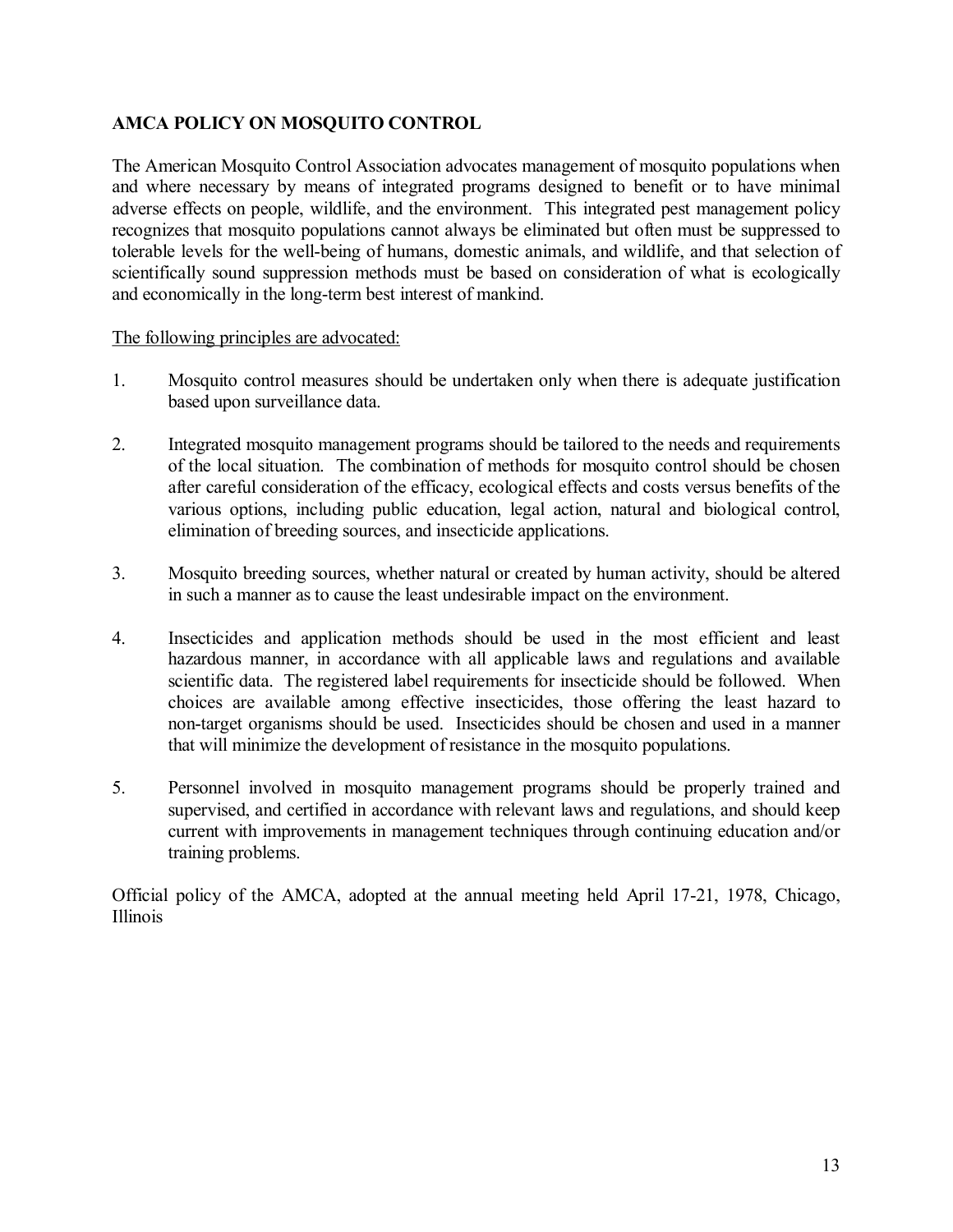## AMCA POLICY ON MOSQUITO CONTROL

The American Mosquito Control Association advocates management of mosquito populations when and where necessary by means of integrated programs designed to benefit or to have minimal adverse effects on people, wildlife, and the environment. This integrated pest management policy recognizes that mosquito populations cannot always be eliminated but often must be suppressed to tolerable levels for the well-being of humans, domestic animals, and wildlife, and that selection of scientifically sound suppression methods must be based on consideration of what is ecologically and economically in the long-term best interest of mankind.

<u>The following principles are advocated:</u>

1. Mosquito control measures should be undertaken only when there is adequate justification based upon surveillance data.

2. Integrated mosquito management programs should be tailored to the needs and requirements of the local situation. The combination of methods for mosquito control should be chosen after careful consideration of the efficacy, ecological effects and costs versus benefits of the various options, including public education, legal action, natural and biological control, elimination of breeding sources, and insecticide applications.

3. Mosquito breeding sources, whether natural or created by human activity, should be altered in such a manner as to cause the least undesirable impact on the environment.

4. Insecticides and application methods should be used in the most efficient and least hazardous manner, in accordance with all applicable laws and regulations and available scientific data. The registered label requirements for insecticide should be followed. When choices are available among effective insecticides, those offering the least hazard to non-target organisms should be used. Insecticides should be chosen and used in a manner that will minimize the development of resistance in the mosquito populations.

5. Personnel involved in mosquito management programs should be properly trained and supervised, and certified in accordance with relevant laws and regulations, and should keep current with improvements in management techniques through continuing education and/or training problems.

Official policy of the AMCA, adopted at the annual meeting held April 17-21, 1978, Chicago, Illinois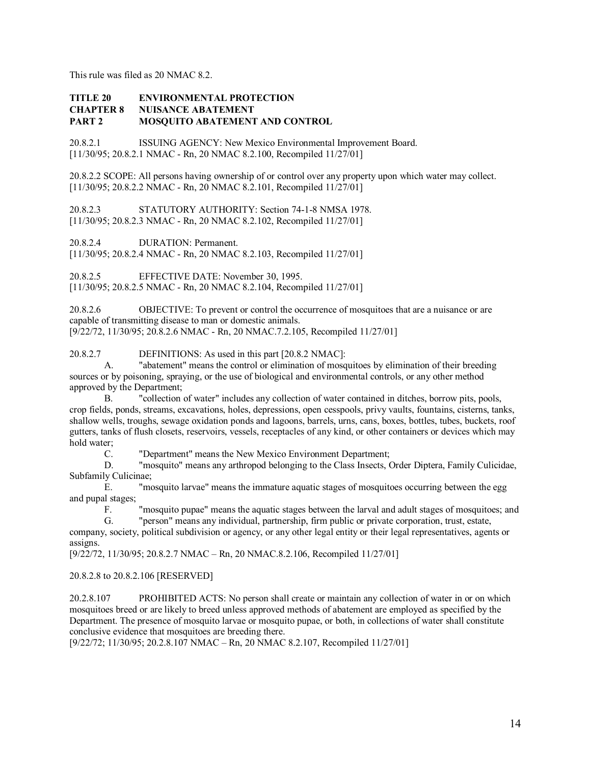This rule was filed as 20 NMAC 8.2.

**TITLE 20 ENVIRONMENTAL PROTECTION**
**CHAPTER 8 NUISANCE ABATEMENT**
**PART 2 MOSQUITO ABATEMENT AND CONTROL**

20.8.2.1 ISSUING AGENCY: New Mexico Environmental Improvement Board.
[11/30/95; 20.8.2.1 NMAC - Rn, 20 NMAC 8.2.100, Recompiled 11/27/01]

20.8.2.2 SCOPE: All persons having ownership of or control over any property upon which water may collect.
[11/30/95; 20.8.2.2 NMAC - Rn, 20 NMAC 8.2.101, Recompiled 11/27/01]

20.8.2.3 STATUTORY AUTHORITY: Section 74-1-8 NMSA 1978.
[11/30/95; 20.8.2.3 NMAC - Rn, 20 NMAC 8.2.102, Recompiled 11/27/01]

20.8.2.4 DURATION: Permanent.
[11/30/95; 20.8.2.4 NMAC - Rn, 20 NMAC 8.2.103, Recompiled 11/27/01]

20.8.2.5 EFFECTIVE DATE: November 30, 1995.
[11/30/95; 20.8.2.5 NMAC - Rn, 20 NMAC 8.2.104, Recompiled 11/27/01]

20.8.2.6 OBJECTIVE: To prevent or control the occurrence of mosquitoes that are a nuisance or are capable of transmitting disease to man or domestic animals.
[9/22/72, 11/30/95; 20.8.2.6 NMAC - Rn, 20 NMAC.7.2.105, Recompiled 11/27/01]

20.8.2.7 DEFINITIONS: As used in this part [20.8.2 NMAC]:

A. "abatement" means the control or elimination of mosquitoes by elimination of their breeding sources or by poisoning, spraying, or the use of biological and environmental controls, or any other method approved by the Department;

B. "collection of water" includes any collection of water contained in ditches, borrow pits, pools, crop fields, ponds, streams, excavations, holes, depressions, open cesspools, privy vaults, fountains, cisterns, tanks, shallow wells, troughs, sewage oxidation ponds and lagoons, barrels, urns, cans, boxes, bottles, tubes, buckets, roof gutters, tanks of flush closets, reservoirs, vessels, receptacles of any kind, or other containers or devices which may hold water;

C. "Department" means the New Mexico Environment Department;

D. "mosquito" means any arthropod belonging to the Class Insects, Order Diptera, Family Culicidae, Subfamily Culicinae;

E. "mosquito larvae" means the immature aquatic stages of mosquitoes occurring between the egg and pupal stages;

F. "mosquito pupae" means the aquatic stages between the larval and adult stages of mosquitoes; and

G. "person" means any individual, partnership, firm public or private corporation, trust, estate, company, society, political subdivision or agency, or any other legal entity or their legal representatives, agents or assigns.

[9/22/72, 11/30/95; 20.8.2.7 NMAC – Rn, 20 NMAC.8.2.106, Recompiled 11/27/01]

20.8.2.8 to 20.8.2.106 [RESERVED]

20.2.8.107 PROHIBITED ACTS: No person shall create or maintain any collection of water in or on which mosquitoes breed or are likely to breed unless approved methods of abatement are employed as specified by the Department. The presence of mosquito larvae or mosquito pupae, or both, in collections of water shall constitute conclusive evidence that mosquitoes are breeding there.
[9/22/72; 11/30/95; 20.2.8.107 NMAC – Rn, 20 NMAC 8.2.107, Recompiled 11/27/01]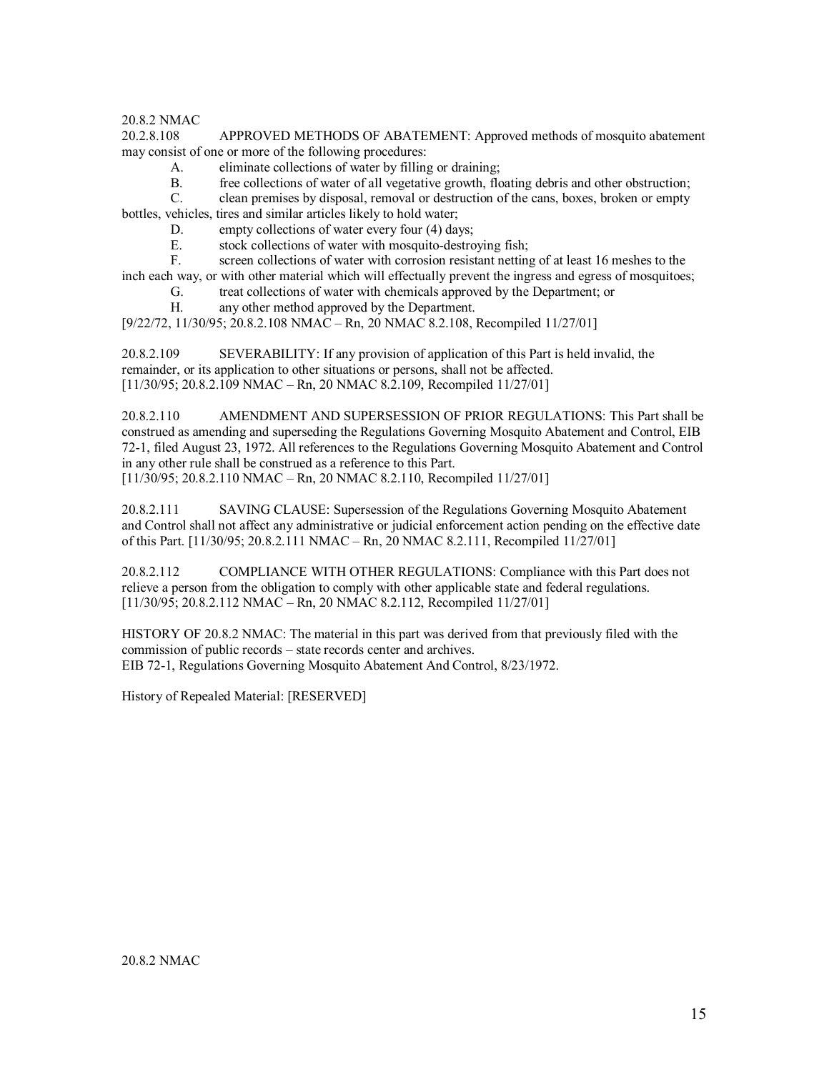20.8.2.108 APPROVED METHODS OF ABATEMENT: Approved methods of mosquito abatement may consist of one or more of the following procedures:

A. eliminate collections of water by filling or draining;

B. free collections of water of all vegetative growth, floating debris and other obstruction;

C. clean premises by disposal, removal or destruction of the cans, boxes, broken or empty bottles, vehicles, tires and similar articles likely to hold water;

D. empty collections of water every four (4) days;

E. stock collections of water with mosquito-destroying fish;

F. screen collections of water with corrosion resistant netting of at least 16 meshes to the inch each way, or with other material which will effectually prevent the ingress and egress of mosquitoes;

G. treat collections of water with chemicals approved by the Department; or

H. any other method approved by the Department.

[9/22/72, 11/30/95; 20.8.2.108 NMAC – Rn, 20 NMAC 8.2.108, Recompiled 11/27/01]

20.8.2.109 SEVERABILITY: If any provision of application of this Part is held invalid, the remainder, or its application to other situations or persons, shall not be affected.
[11/30/95; 20.8.2.109 NMAC – Rn, 20 NMAC 8.2.109, Recompiled 11/27/01]

20.8.2.110 AMENDMENT AND SUPERSESSION OF PRIOR REGULATIONS: This Part shall be construed as amending and superseding the Regulations Governing Mosquito Abatement and Control, EIB 72-1, filed August 23, 1972. All references to the Regulations Governing Mosquito Abatement and Control in any other rule shall be construed as a reference to this Part.
[11/30/95; 20.8.2.110 NMAC – Rn, 20 NMAC 8.2.110, Recompiled 11/27/01]

20.8.2.111 SAVING CLAUSE: Supersession of the Regulations Governing Mosquito Abatement and Control shall not affect any administrative or judicial enforcement action pending on the effective date of this Part. [11/30/95; 20.8.2.111 NMAC – Rn, 20 NMAC 8.2.111, Recompiled 11/27/01]

20.8.2.112 COMPLIANCE WITH OTHER REGULATIONS: Compliance with this Part does not relieve a person from the obligation to comply with other applicable state and federal regulations.
[11/30/95; 20.8.2.112 NMAC – Rn, 20 NMAC 8.2.112, Recompiled 11/27/01]

HISTORY OF 20.8.2 NMAC: The material in this part was derived from that previously filed with the commission of public records – state records center and archives.
EIB 72-1, Regulations Governing Mosquito Abatement And Control, 8/23/1972.

History of Repealed Material: [RESERVED]